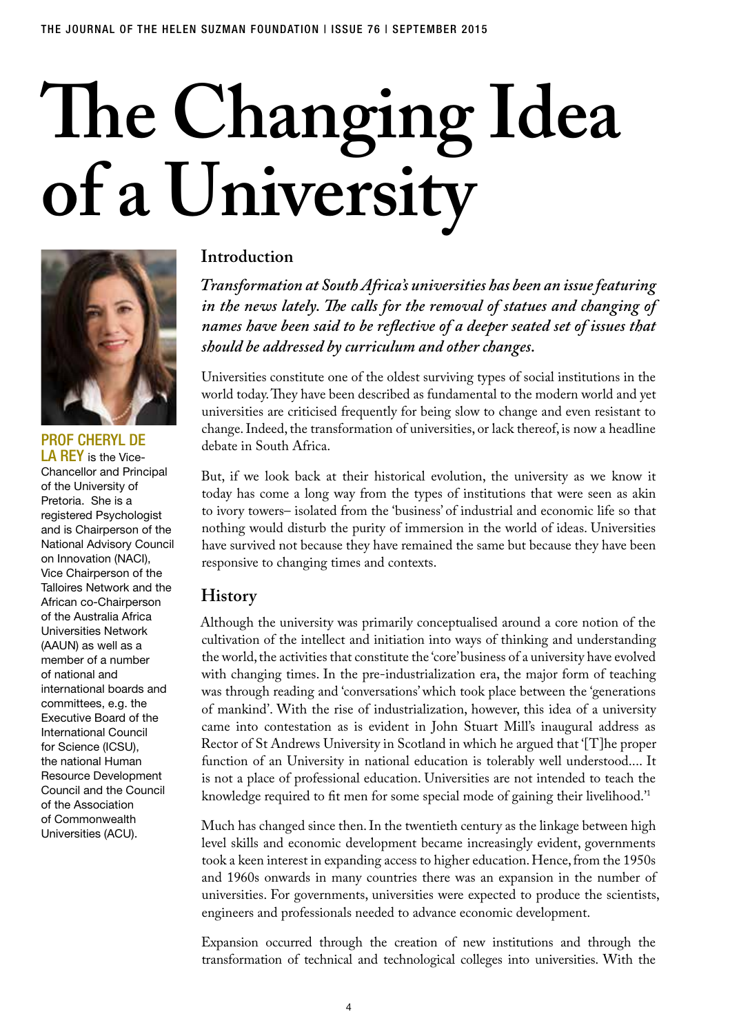# The Changing Idea of a University

**PROF CHERYL DE LA REY** is the Vice-Chancellor and Principal of the University of Pretoria. She is a registered Psychologist and is Chairperson of the National Advisory Council on Innovation (NACI), Vice Chairperson of the Talloires Network and the African co-Chairperson of the Australia Africa Universities Network (AAUN) as well as a member of a number of national and international boards and committees, e.g. the Executive Board of the International Council for Science (ICSU), the national Human Resource Development Council and the Council of the Association of Commonwealth Universities (ACU).

## Introduction

***Transformation at South Africa's universities has been an issue featuring in the news lately. The calls for the removal of statues and changing of names have been said to be reflective of a deeper seated set of issues that should be addressed by curriculum and other changes.***

Universities constitute one of the oldest surviving types of social institutions in the world today. They have been described as fundamental to the modern world and yet universities are criticised frequently for being slow to change and even resistant to change. Indeed, the transformation of universities, or lack thereof, is now a headline debate in South Africa.

But, if we look back at their historical evolution, the university as we know it today has come a long way from the types of institutions that were seen as akin to ivory towers– isolated from the 'business' of industrial and economic life so that nothing would disturb the purity of immersion in the world of ideas. Universities have survived not because they have remained the same but because they have been responsive to changing times and contexts.

## History

Although the university was primarily conceptualised around a core notion of the cultivation of the intellect and initiation into ways of thinking and understanding the world, the activities that constitute the 'core' business of a university have evolved with changing times. In the pre-industrialization era, the major form of teaching was through reading and 'conversations' which took place between the 'generations of mankind'. With the rise of industrialization, however, this idea of a university came into contestation as is evident in John Stuart Mill's inaugural address as Rector of St Andrews University in Scotland in which he argued that '[T]he proper function of an University in national education is tolerably well understood.... It is not a place of professional education. Universities are not intended to teach the knowledge required to fit men for some special mode of gaining their livelihood.'[1]

Much has changed since then. In the twentieth century as the linkage between high level skills and economic development became increasingly evident, governments took a keen interest in expanding access to higher education. Hence, from the 1950s and 1960s onwards in many countries there was an expansion in the number of universities. For governments, universities were expected to produce the scientists, engineers and professionals needed to advance economic development.

Expansion occurred through the creation of new institutions and through the transformation of technical and technological colleges into universities. With the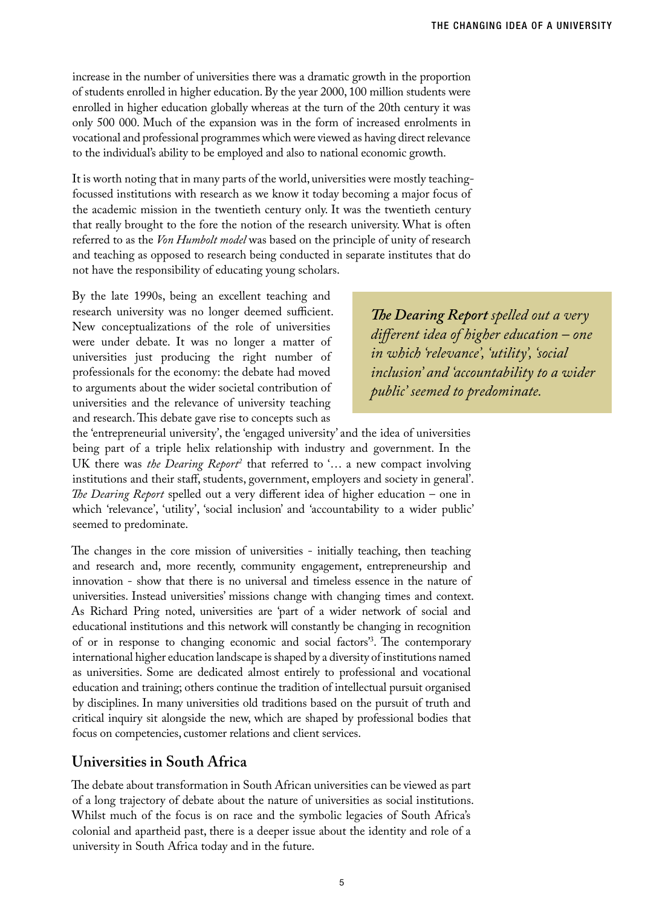increase in the number of universities there was a dramatic growth in the proportion of students enrolled in higher education. By the year 2000, 100 million students were enrolled in higher education globally whereas at the turn of the 20th century it was only 500 000. Much of the expansion was in the form of increased enrolments in vocational and professional programmes which were viewed as having direct relevance to the individual's ability to be employed and also to national economic growth.

It is worth noting that in many parts of the world, universities were mostly teaching-focussed institutions with research as we know it today becoming a major focus of the academic mission in the twentieth century only. It was the twentieth century that really brought to the fore the notion of the research university. What is often referred to as the *Von Humbolt model* was based on the principle of unity of research and teaching as opposed to research being conducted in separate institutes that do not have the responsibility of educating young scholars.

By the late 1990s, being an excellent teaching and research university was no longer deemed sufficient. New conceptualizations of the role of universities were under debate. It was no longer a matter of universities just producing the right number of professionals for the economy: the debate had moved to arguments about the wider societal contribution of universities and the relevance of university teaching and research. This debate gave rise to concepts such as the 'entrepreneurial university', the 'engaged university' and the idea of universities being part of a triple helix relationship with industry and government. In the UK there was *the Dearing Report*[2] that referred to '… a new compact involving institutions and their staff, students, government, employers and society in general'. *The Dearing Report* spelled out a very different idea of higher education – one in which 'relevance', 'utility', 'social inclusion' and 'accountability to a wider public' seemed to predominate.

> ***The Dearing Report*** *spelled out a very different idea of higher education – one in which 'relevance', 'utility', 'social inclusion' and 'accountability to a wider public' seemed to predominate.*

The changes in the core mission of universities - initially teaching, then teaching and research and, more recently, community engagement, entrepreneurship and innovation - show that there is no universal and timeless essence in the nature of universities. Instead universities' missions change with changing times and context. As Richard Pring noted, universities are 'part of a wider network of social and educational institutions and this network will constantly be changing in recognition of or in response to changing economic and social factors'[3]. The contemporary international higher education landscape is shaped by a diversity of institutions named as universities. Some are dedicated almost entirely to professional and vocational education and training; others continue the tradition of intellectual pursuit organised by disciplines. In many universities old traditions based on the pursuit of truth and critical inquiry sit alongside the new, which are shaped by professional bodies that focus on competencies, customer relations and client services.

## Universities in South Africa

The debate about transformation in South African universities can be viewed as part of a long trajectory of debate about the nature of universities as social institutions. Whilst much of the focus is on race and the symbolic legacies of South Africa's colonial and apartheid past, there is a deeper issue about the identity and role of a university in South Africa today and in the future.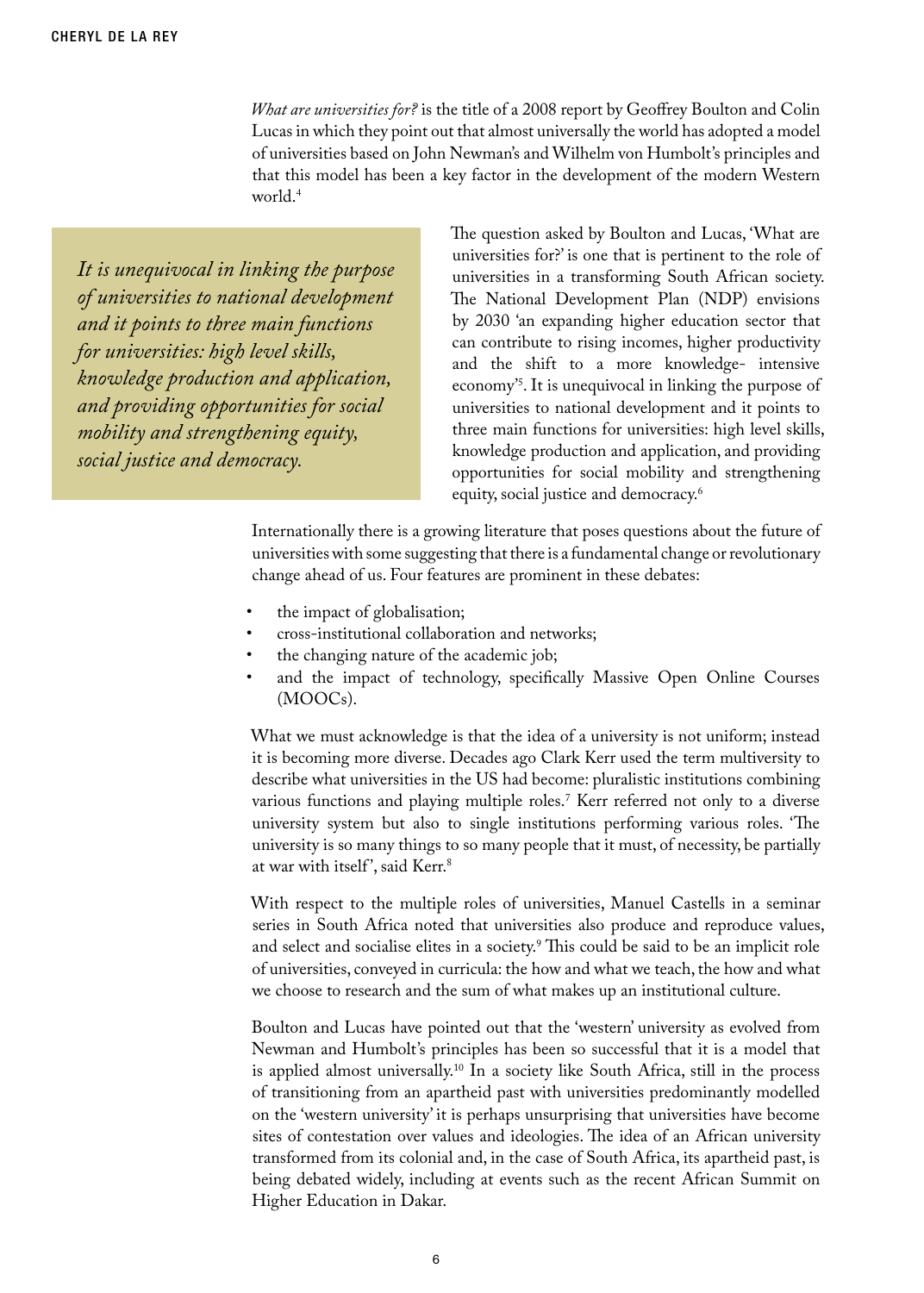*What are universities for?* is the title of a 2008 report by Geoffrey Boulton and Colin Lucas in which they point out that almost universally the world has adopted a model of universities based on John Newman's and Wilhelm von Humbolt's principles and that this model has been a key factor in the development of the modern Western world.[4]

> *It is unequivocal in linking the purpose of universities to national development and it points to three main functions for universities: high level skills, knowledge production and application, and providing opportunities for social mobility and strengthening equity, social justice and democracy.*

The question asked by Boulton and Lucas, 'What are universities for?' is one that is pertinent to the role of universities in a transforming South African society. The National Development Plan (NDP) envisions by 2030 'an expanding higher education sector that can contribute to rising incomes, higher productivity and the shift to a more knowledge- intensive economy'[5]. It is unequivocal in linking the purpose of universities to national development and it points to three main functions for universities: high level skills, knowledge production and application, and providing opportunities for social mobility and strengthening equity, social justice and democracy.[6]

Internationally there is a growing literature that poses questions about the future of universities with some suggesting that there is a fundamental change or revolutionary change ahead of us. Four features are prominent in these debates:

- the impact of globalisation;
- cross-institutional collaboration and networks;
- the changing nature of the academic job;
- and the impact of technology, specifically Massive Open Online Courses (MOOCs).

What we must acknowledge is that the idea of a university is not uniform; instead it is becoming more diverse. Decades ago Clark Kerr used the term multiversity to describe what universities in the US had become: pluralistic institutions combining various functions and playing multiple roles.[7] Kerr referred not only to a diverse university system but also to single institutions performing various roles. 'The university is so many things to so many people that it must, of necessity, be partially at war with itself', said Kerr.[8]

With respect to the multiple roles of universities, Manuel Castells in a seminar series in South Africa noted that universities also produce and reproduce values, and select and socialise elites in a society.[9] This could be said to be an implicit role of universities, conveyed in curricula: the how and what we teach, the how and what we choose to research and the sum of what makes up an institutional culture.

Boulton and Lucas have pointed out that the 'western' university as evolved from Newman and Humbolt's principles has been so successful that it is a model that is applied almost universally.[10] In a society like South Africa, still in the process of transitioning from an apartheid past with universities predominantly modelled on the 'western university' it is perhaps unsurprising that universities have become sites of contestation over values and ideologies. The idea of an African university transformed from its colonial and, in the case of South Africa, its apartheid past, is being debated widely, including at events such as the recent African Summit on Higher Education in Dakar.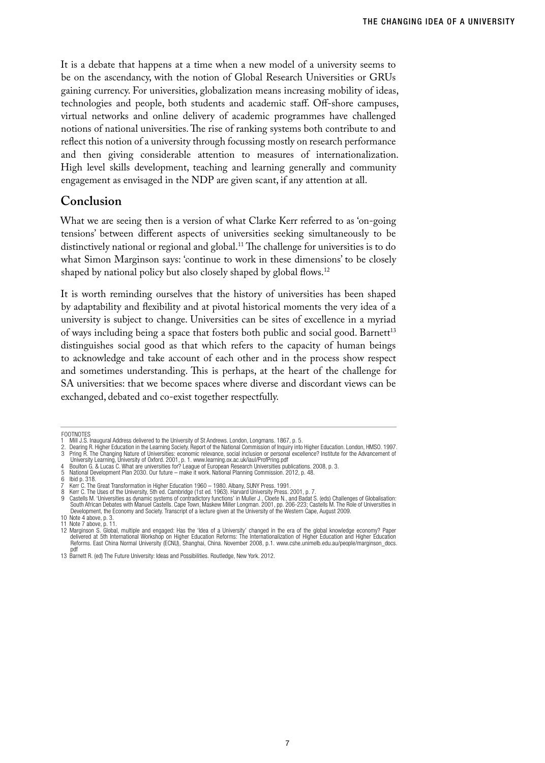It is a debate that happens at a time when a new model of a university seems to be on the ascendancy, with the notion of Global Research Universities or GRUs gaining currency. For universities, globalization means increasing mobility of ideas, technologies and people, both students and academic staff. Off-shore campuses, virtual networks and online delivery of academic programmes have challenged notions of national universities. The rise of ranking systems both contribute to and reflect this notion of a university through focussing mostly on research performance and then giving considerable attention to measures of internationalization. High level skills development, teaching and learning generally and community engagement as envisaged in the NDP are given scant, if any attention at all.

## Conclusion

What we are seeing then is a version of what Clarke Kerr referred to as 'on-going tensions' between different aspects of universities seeking simultaneously to be distinctively national or regional and global.[11] The challenge for universities is to do what Simon Marginson says: 'continue to work in these dimensions' to be closely shaped by national policy but also closely shaped by global flows.[12]

It is worth reminding ourselves that the history of universities has been shaped by adaptability and flexibility and at pivotal historical moments the very idea of a university is subject to change. Universities can be sites of excellence in a myriad of ways including being a space that fosters both public and social good. Barnett[13] distinguishes social good as that which refers to the capacity of human beings to acknowledge and take account of each other and in the process show respect and sometimes understanding. This is perhaps, at the heart of the challenge for SA universities: that we become spaces where diverse and discordant views can be exchanged, debated and co-exist together respectfully.

---

FOOTNOTES

1 Mill J.S. Inaugural Address delivered to the University of St Andrews. London, Longmans. 1867, p. 5.
2. Dearing R. Higher Education in the Learning Society. Report of the National Commission of Inquiry into Higher Education. London, HMSO. 1997.
3 Pring R. The Changing Nature of Universities: economic relevance, social inclusion or personal excellence? Institute for the Advancement of University Learning, University of Oxford. 2001, p. 1. www.learning.ox.ac.uk/iaul/ProfPring.pdf
4 Boulton G. & Lucas C. What are universities for? League of European Research Universities publications. 2008, p. 3.
5 National Development Plan 2030. Our future – make it work. National Planning Commission. 2012, p. 48.
6 Ibid p. 318.
7 Kerr C. The Great Transformation in Higher Education 1960 – 1980. Albany, SUNY Press. 1991.
8 Kerr C. The Uses of the University, 5th ed. Cambridge (1st ed. 1963). Harvard University Press. 2001, p. 7.
9 Castells M. 'Universities as dynamic systems of contradictory functions' in Muller J., Cloete N., and Badat S. (eds) Challenges of Globalisation: South African Debates with Manuel Castells. Cape Town, Maskew Miller Longman. 2001, pp. 206-223; Castells M. The Role of Universities in Development, the Economy and Society. Transcript of a lecture given at the University of the Western Cape, August 2009.
10 Note 4 above, p. 3.
11 Note 7 above, p. 11.
12 Marginson S. Global, multiple and engaged: Has the 'Idea of a University' changed in the era of the global knowledge economy? Paper delivered at 5th International Workshop on Higher Education Reforms: The Internationalization of Higher Education and Higher Education Reforms. East China Normal University (ECNU), Shanghai, China. November 2008, p.1. www.cshe.unimelb.edu.au/people/marginson_docs.pdf
13 Barnett R. (ed) The Future University: Ideas and Possibilities. Routledge, New York. 2012.